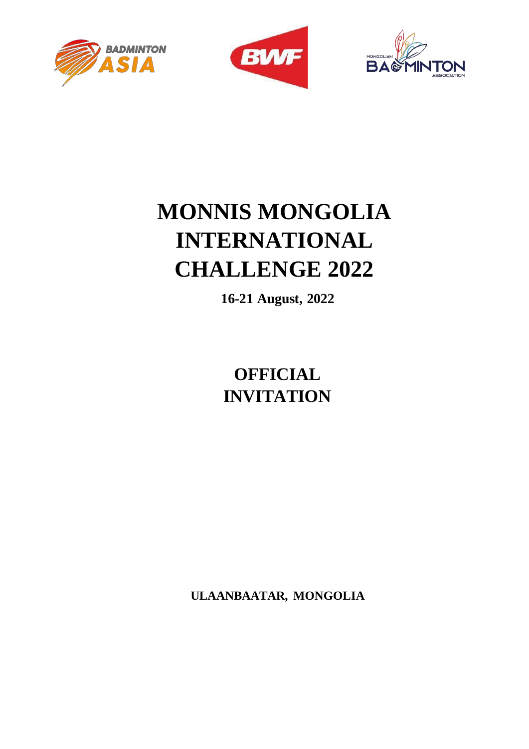# MONNIS MONGOLIA INTERNATIONAL CHALLENGE 2022

**16-21 August, 2022**

## OFFICIAL INVITATION

**ULAANBAATAR, MONGOLIA**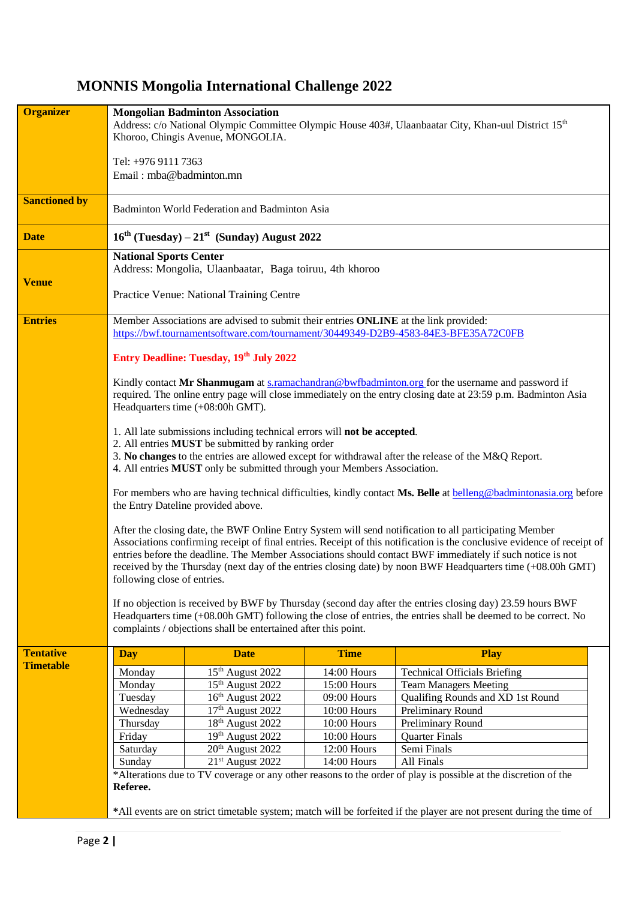# MONNIS Mongolia International Challenge 2022

| | |
|---|---|
| **Organizer** | **Mongolian Badminton Association**<br>Address: c/o National Olympic Committee Olympic House 403#, Ulaanbaatar City, Khan-uul District 15th Khoroo, Chingis Avenue, MONGOLIA.<br><br>Tel: +976 9111 7363<br>Email : mba@badminton.mn |
| **Sanctioned by** | Badminton World Federation and Badminton Asia |
| **Date** | **16th (Tuesday) – 21st (Sunday) August 2022** |
| **Venue** | **National Sports Center**<br>Address: Mongolia, Ulaanbaatar, Baga toiruu, 4th khoroo<br><br>Practice Venue: National Training Centre |
| **Entries** | Member Associations are advised to submit their entries **ONLINE** at the link provided:<br>https://bwf.tournamentsoftware.com/tournament/30449349-D2B9-4583-84E3-BFE35A72C0FB<br><br>**Entry Deadline: Tuesday, 19th July 2022**<br><br>Kindly contact **Mr Shanmugam** at s.ramachandran@bwfbadminton.org for the username and password if required. The online entry page will close immediately on the entry closing date at 23:59 p.m. Badminton Asia Headquarters time (+08:00h GMT).<br><br>1. All late submissions including technical errors will **not be accepted**.<br>2. All entries **MUST** be submitted by ranking order<br>3. **No changes** to the entries are allowed except for withdrawal after the release of the M&Q Report.<br>4. All entries **MUST** only be submitted through your Members Association.<br><br>For members who are having technical difficulties, kindly contact **Ms. Belle** at belleng@badmintonasia.org before the Entry Dateline provided above.<br><br>After the closing date, the BWF Online Entry System will send notification to all participating Member Associations confirming receipt of final entries. Receipt of this notification is the conclusive evidence of receipt of entries before the deadline. The Member Associations should contact BWF immediately if such notice is not received by the Thursday (next day of the entries closing date) by noon BWF Headquarters time (+08.00h GMT) following close of entries.<br><br>If no objection is received by BWF by Thursday (second day after the entries closing day) 23.59 hours BWF Headquarters time (+08.00h GMT) following the close of entries, the entries shall be deemed to be correct. No complaints / objections shall be entertained after this point. |

**Tentative Timetable**

| Day | Date | Time | Play |
|---|---|---|---|
| Monday | 15th August 2022 | 14:00 Hours | Technical Officials Briefing |
| Monday | 15th August 2022 | 15:00 Hours | Team Managers Meeting |
| Tuesday | 16th August 2022 | 09:00 Hours | Qualifing Rounds and XD 1st Round |
| Wednesday | 17th August 2022 | 10:00 Hours | Preliminary Round |
| Thursday | 18th August 2022 | 10:00 Hours | Preliminary Round |
| Friday | 19th August 2022 | 10:00 Hours | Quarter Finals |
| Saturday | 20th August 2022 | 12:00 Hours | Semi Finals |
| Sunday | 21st August 2022 | 14:00 Hours | All Finals |

*Alterations due to TV coverage or any other reasons to the order of play is possible at the discretion of the **Referee.**

***All events are on strict timetable system; match will be forfeited if the player are not present during the time of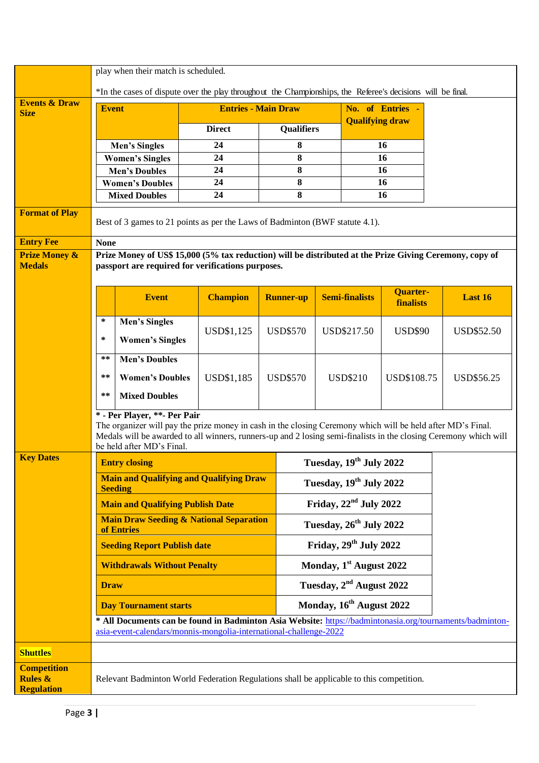| | |
|---|---|
| | play when their match is scheduled.<br><br>*In the cases of dispute over the play throughout the Championships, the Referee's decisions will be final. |

**Events & Draw Size**

| Event | Entries - Main Draw | | No. of Entries - Qualifying draw |
|---|---|---|---|
| | Direct | Qualifiers | |
| Men's Singles | 24 | 8 | 16 |
| Women's Singles | 24 | 8 | 16 |
| Men's Doubles | 24 | 8 | 16 |
| Women's Doubles | 24 | 8 | 16 |
| Mixed Doubles | 24 | 8 | 16 |

**Format of Play**

Best of 3 games to 21 points as per the Laws of Badminton (BWF statute 4.1).

**Entry Fee**

**None**

**Prize Money & Medals**

**Prize Money of US$ 15,000 (5% tax reduction) will be distributed at the Prize Giving Ceremony, copy of passport are required for verifications purposes.**

| | Event | Champion | Runner-up | Semi-finalists | Quarter-finalists | Last 16 |
|---|---|---|---|---|---|---|
| * | Men's Singles | USD$1,125 | USD$570 | USD$217.50 | USD$90 | USD$52.50 |
| * | Women's Singles | | | | | |
| ** | Men's Doubles | USD$1,185 | USD$570 | USD$210 | USD$108.75 | USD$56.25 |
| ** | Women's Doubles | | | | | |
| ** | Mixed Doubles | | | | | |

**\* - Per Player, \*\*- Per Pair**

The organizer will pay the prize money in cash in the closing Ceremony which will be held after MD's Final.
Medals will be awarded to all winners, runners-up and 2 losing semi-finalists in the closing Ceremony which will be held after MD's Final.

**Key Dates**

| | |
|---|---|
| **Entry closing** | **Tuesday, 19th July 2022** |
| **Main and Qualifying and Qualifying Draw Seeding** | **Tuesday, 19th July 2022** |
| **Main and Qualifying Publish Date** | **Friday, 22nd July 2022** |
| **Main Draw Seeding & National Separation of Entries** | **Tuesday, 26th July 2022** |
| **Seeding Report Publish date** | **Friday, 29th July 2022** |
| **Withdrawals Without Penalty** | **Monday, 1st August 2022** |
| **Draw** | **Tuesday, 2nd August 2022** |
| **Day Tournament starts** | **Monday, 16th August 2022** |

**\* All Documents can be found in Badminton Asia Website:** https://badmintonasia.org/tournaments/badminton-asia-event-calendars/monnis-mongolia-international-challenge-2022

**Shuttles**

**Competition Rules & Regulation**

Relevant Badminton World Federation Regulations shall be applicable to this competition.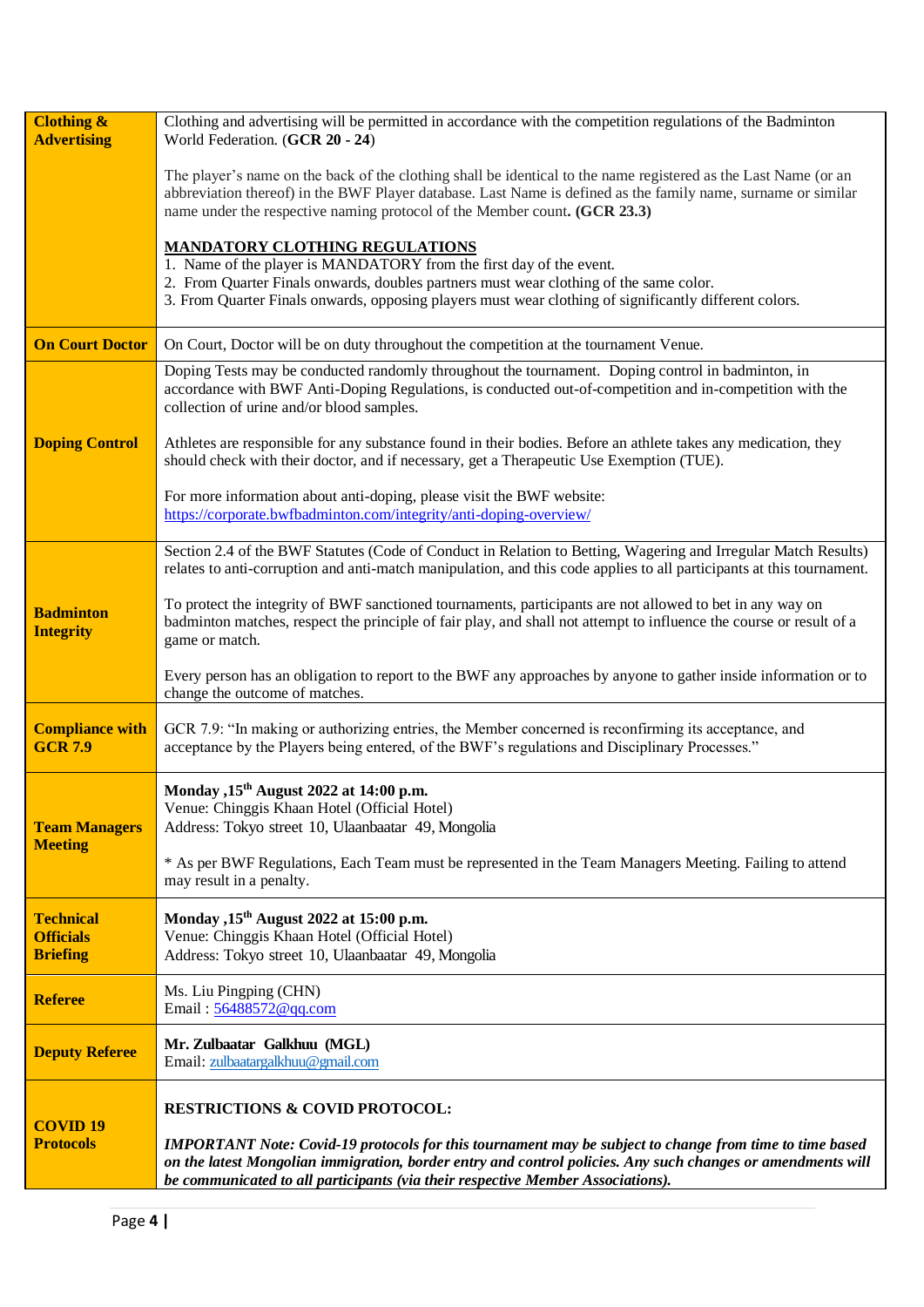| | |
|---|---|
| **Clothing & Advertising** | Clothing and advertising will be permitted in accordance with the competition regulations of the Badminton World Federation. (**GCR 20 - 24**)<br><br>The player's name on the back of the clothing shall be identical to the name registered as the Last Name (or an abbreviation thereof) in the BWF Player database. Last Name is defined as the family name, surname or similar name under the respective naming protocol of the Member count**. (GCR 23.3)**<br><br>**<u>MANDATORY CLOTHING REGULATIONS</u>**<br>1. Name of the player is MANDATORY from the first day of the event.<br>2. From Quarter Finals onwards, doubles partners must wear clothing of the same color.<br>3. From Quarter Finals onwards, opposing players must wear clothing of significantly different colors. |
| **On Court Doctor** | On Court, Doctor will be on duty throughout the competition at the tournament Venue. |
| **Doping Control** | Doping Tests may be conducted randomly throughout the tournament. Doping control in badminton, in accordance with BWF Anti-Doping Regulations, is conducted out-of-competition and in-competition with the collection of urine and/or blood samples.<br><br>Athletes are responsible for any substance found in their bodies. Before an athlete takes any medication, they should check with their doctor, and if necessary, get a Therapeutic Use Exemption (TUE).<br><br>For more information about anti-doping, please visit the BWF website:<br>https://corporate.bwfbadminton.com/integrity/anti-doping-overview/ |
| **Badminton Integrity** | Section 2.4 of the BWF Statutes (Code of Conduct in Relation to Betting, Wagering and Irregular Match Results) relates to anti-corruption and anti-match manipulation, and this code applies to all participants at this tournament.<br><br>To protect the integrity of BWF sanctioned tournaments, participants are not allowed to bet in any way on badminton matches, respect the principle of fair play, and shall not attempt to influence the course or result of a game or match.<br><br>Every person has an obligation to report to the BWF any approaches by anyone to gather inside information or to change the outcome of matches. |
| **Compliance with GCR 7.9** | GCR 7.9: "In making or authorizing entries, the Member concerned is reconfirming its acceptance, and acceptance by the Players being entered, of the BWF's regulations and Disciplinary Processes." |
| **Team Managers Meeting** | **Monday ,15th August 2022 at 14:00 p.m.**<br>Venue: Chinggis Khaan Hotel (Official Hotel)<br>Address: Tokyo street 10, Ulaanbaatar 49, Mongolia<br><br>* As per BWF Regulations, Each Team must be represented in the Team Managers Meeting. Failing to attend may result in a penalty. |
| **Technical Officials Briefing** | **Monday ,15th August 2022 at 15:00 p.m.**<br>Venue: Chinggis Khaan Hotel (Official Hotel)<br>Address: Tokyo street 10, Ulaanbaatar 49, Mongolia |
| **Referee** | Ms. Liu Pingping (CHN)<br>Email : 56488572@qq.com |
| **Deputy Referee** | **Mr. Zulbaatar Galkhuu (MGL)**<br>Email: zulbaatargalkhuu@gmail.com |
| **COVID 19 Protocols** | **RESTRICTIONS & COVID PROTOCOL:**<br><br>***IMPORTANT Note: Covid-19 protocols for this tournament may be subject to change from time to time based on the latest Mongolian immigration, border entry and control policies. Any such changes or amendments will be communicated to all participants (via their respective Member Associations).*** |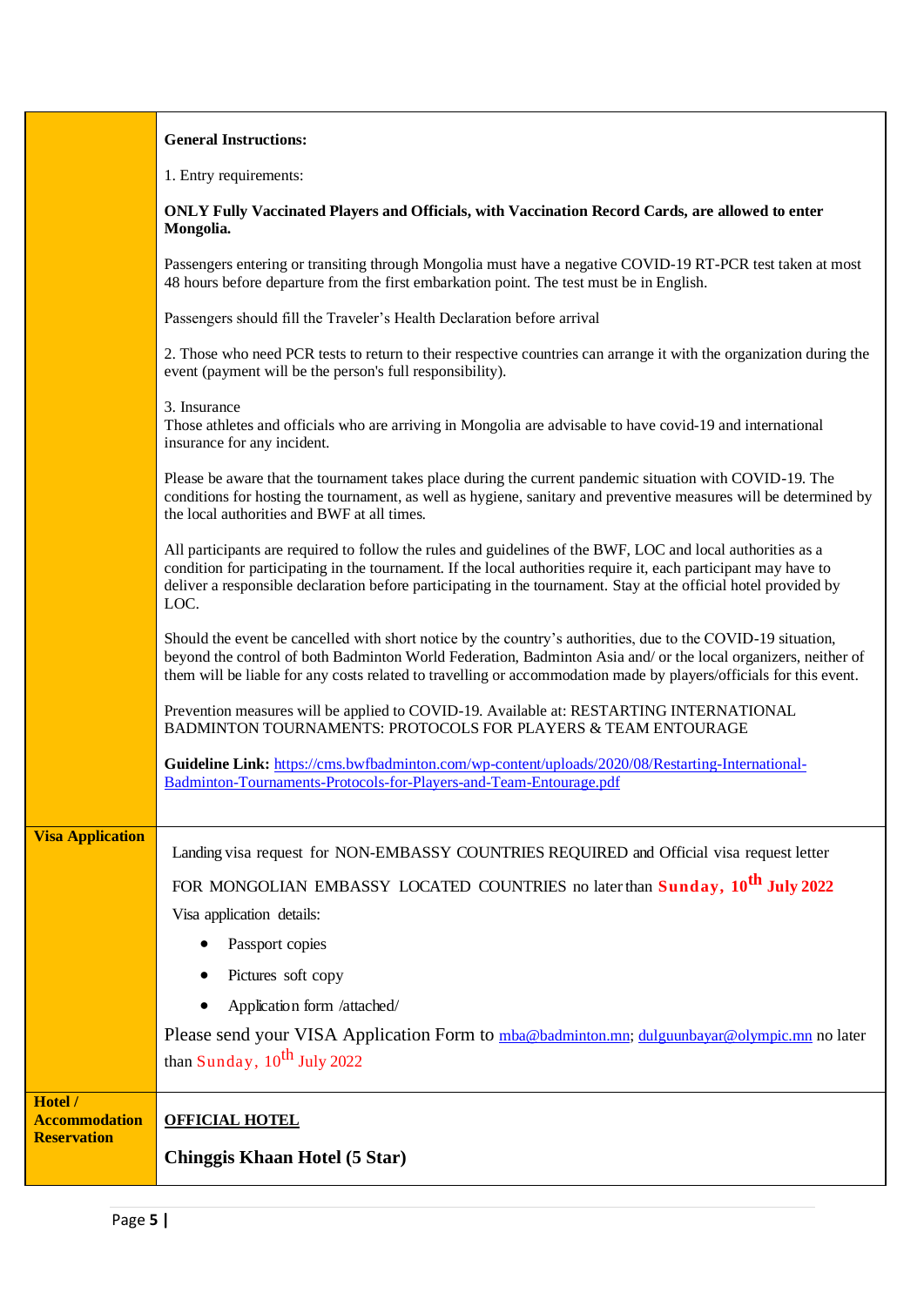| | |
|---|---|
| | **General Instructions:**<br><br>1. Entry requirements:<br><br>**ONLY Fully Vaccinated Players and Officials, with Vaccination Record Cards, are allowed to enter Mongolia.**<br><br>Passengers entering or transiting through Mongolia must have a negative COVID-19 RT-PCR test taken at most 48 hours before departure from the first embarkation point. The test must be in English.<br><br>Passengers should fill the Traveler's Health Declaration before arrival<br><br>2. Those who need PCR tests to return to their respective countries can arrange it with the organization during the event (payment will be the person's full responsibility).<br><br>3. Insurance<br>Those athletes and officials who are arriving in Mongolia are advisable to have covid-19 and international insurance for any incident.<br><br>Please be aware that the tournament takes place during the current pandemic situation with COVID-19. The conditions for hosting the tournament, as well as hygiene, sanitary and preventive measures will be determined by the local authorities and BWF at all times.<br><br>All participants are required to follow the rules and guidelines of the BWF, LOC and local authorities as a condition for participating in the tournament. If the local authorities require it, each participant may have to deliver a responsible declaration before participating in the tournament. Stay at the official hotel provided by LOC.<br><br>Should the event be cancelled with short notice by the country's authorities, due to the COVID-19 situation, beyond the control of both Badminton World Federation, Badminton Asia and/ or the local organizers, neither of them will be liable for any costs related to travelling or accommodation made by players/officials for this event.<br><br>Prevention measures will be applied to COVID-19. Available at: RESTARTING INTERNATIONAL BADMINTON TOURNAMENTS: PROTOCOLS FOR PLAYERS & TEAM ENTOURAGE<br><br>**Guideline Link:** https://cms.bwfbadminton.com/wp-content/uploads/2020/08/Restarting-International-Badminton-Tournaments-Protocols-for-Players-and-Team-Entourage.pdf |
| **Visa Application** | Landing visa request for NON-EMBASSY COUNTRIES REQUIRED and Official visa request letter FOR MONGOLIAN EMBASSY LOCATED COUNTRIES no later than **Sunday, 10th July 2022**<br><br>Visa application details:<br>• Passport copies<br>• Pictures soft copy<br>• Application form /attached/<br><br>Please send your VISA Application Form to mba@badminton.mn; dulguunbayar@olympic.mn no later than Sunday, 10th July 2022 |
| **Hotel / Accommodation Reservation** | **OFFICIAL HOTEL**<br><br>**Chinggis Khaan Hotel (5 Star)** |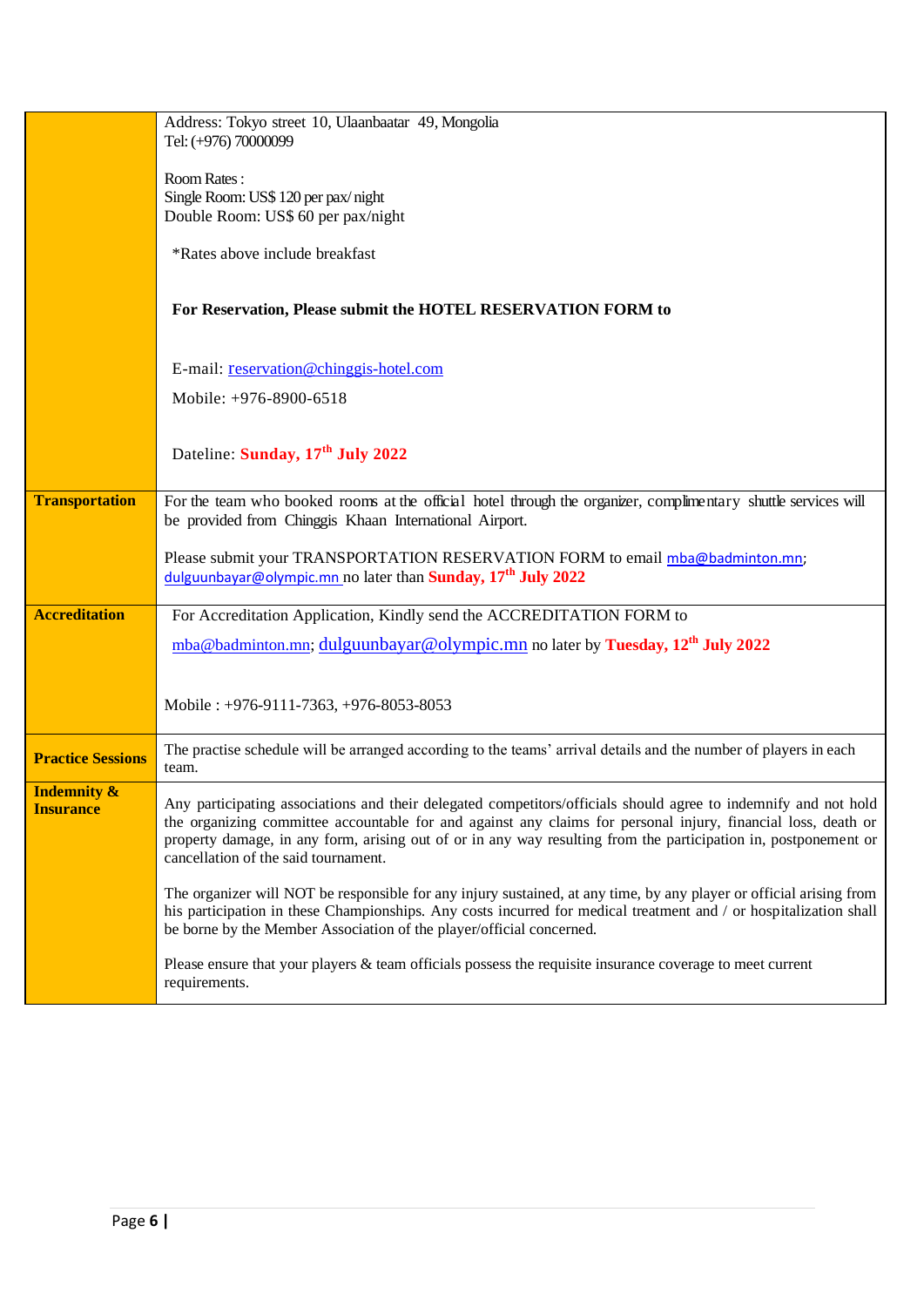| | |
|---|---|
| | Address: Tokyo street 10, Ulaanbaatar 49, Mongolia<br>Tel: (+976) 70000099<br><br>Room Rates :<br>Single Room: US$ 120 per pax/ night<br>Double Room: US$ 60 per pax/night<br><br>*Rates above include breakfast<br><br>**For Reservation, Please submit the HOTEL RESERVATION FORM to**<br><br>E-mail: reservation@chinggis-hotel.com<br>Mobile: +976-8900-6518<br><br>Dateline: **Sunday, 17th July 2022** |
| **Transportation** | For the team who booked rooms at the official hotel through the organizer, complimentary shuttle services will be provided from Chinggis Khaan International Airport.<br><br>Please submit your TRANSPORTATION RESERVATION FORM to email mba@badminton.mn; dulguunbayar@olympic.mn no later than **Sunday, 17th July 2022** |
| **Accreditation** | For Accreditation Application, Kindly send the ACCREDITATION FORM to<br>mba@badminton.mn; dulguunbayar@olympic.mn no later by **Tuesday, 12th July 2022**<br><br>Mobile : +976-9111-7363, +976-8053-8053 |
| **Practice Sessions** | The practise schedule will be arranged according to the teams' arrival details and the number of players in each team. |
| **Indemnity & Insurance** | Any participating associations and their delegated competitors/officials should agree to indemnify and not hold the organizing committee accountable for and against any claims for personal injury, financial loss, death or property damage, in any form, arising out of or in any way resulting from the participation in, postponement or cancellation of the said tournament.<br><br>The organizer will NOT be responsible for any injury sustained, at any time, by any player or official arising from his participation in these Championships. Any costs incurred for medical treatment and / or hospitalization shall be borne by the Member Association of the player/official concerned.<br><br>Please ensure that your players & team officials possess the requisite insurance coverage to meet current requirements. |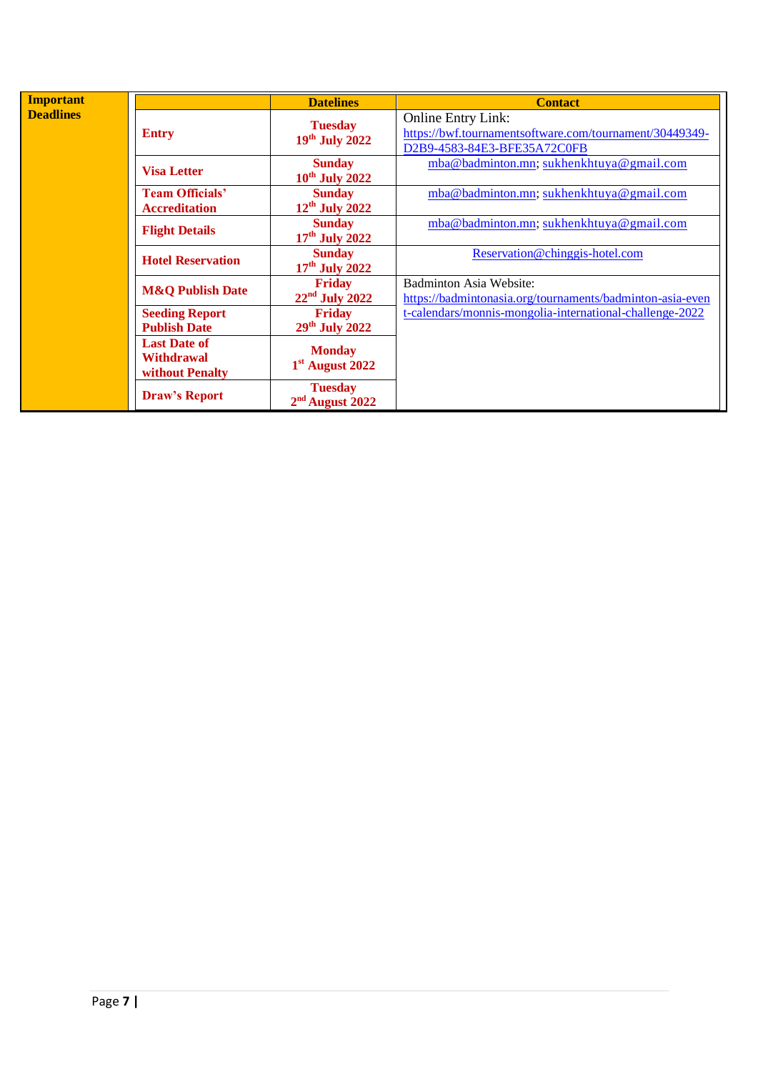| Important Deadlines | | Datelines | Contact |
|---|---|---|---|
| | **Entry** | **Tuesday 19th July 2022** | Online Entry Link: https://bwf.tournamentsoftware.com/tournament/30449349-D2B9-4583-84E3-BFE35A72C0FB |
| | **Visa Letter** | **Sunday 10th July 2022** | mba@badminton.mn; sukhenkhtuya@gmail.com |
| | **Team Officials' Accreditation** | **Sunday 12th July 2022** | mba@badminton.mn; sukhenkhtuya@gmail.com |
| | **Flight Details** | **Sunday 17th July 2022** | mba@badminton.mn; sukhenkhtuya@gmail.com |
| | **Hotel Reservation** | **Sunday 17th July 2022** | Reservation@chinggis-hotel.com |
| | **M&Q Publish Date** | **Friday 22nd July 2022** | Badminton Asia Website: https://badmintonasia.org/tournaments/badminton-asia-event-calendars/monnis-mongolia-international-challenge-2022 |
| | **Seeding Report Publish Date** | **Friday 29th July 2022** | |
| | **Last Date of Withdrawal without Penalty** | **Monday 1st August 2022** | |
| | **Draw's Report** | **Tuesday 2nd August 2022** | |